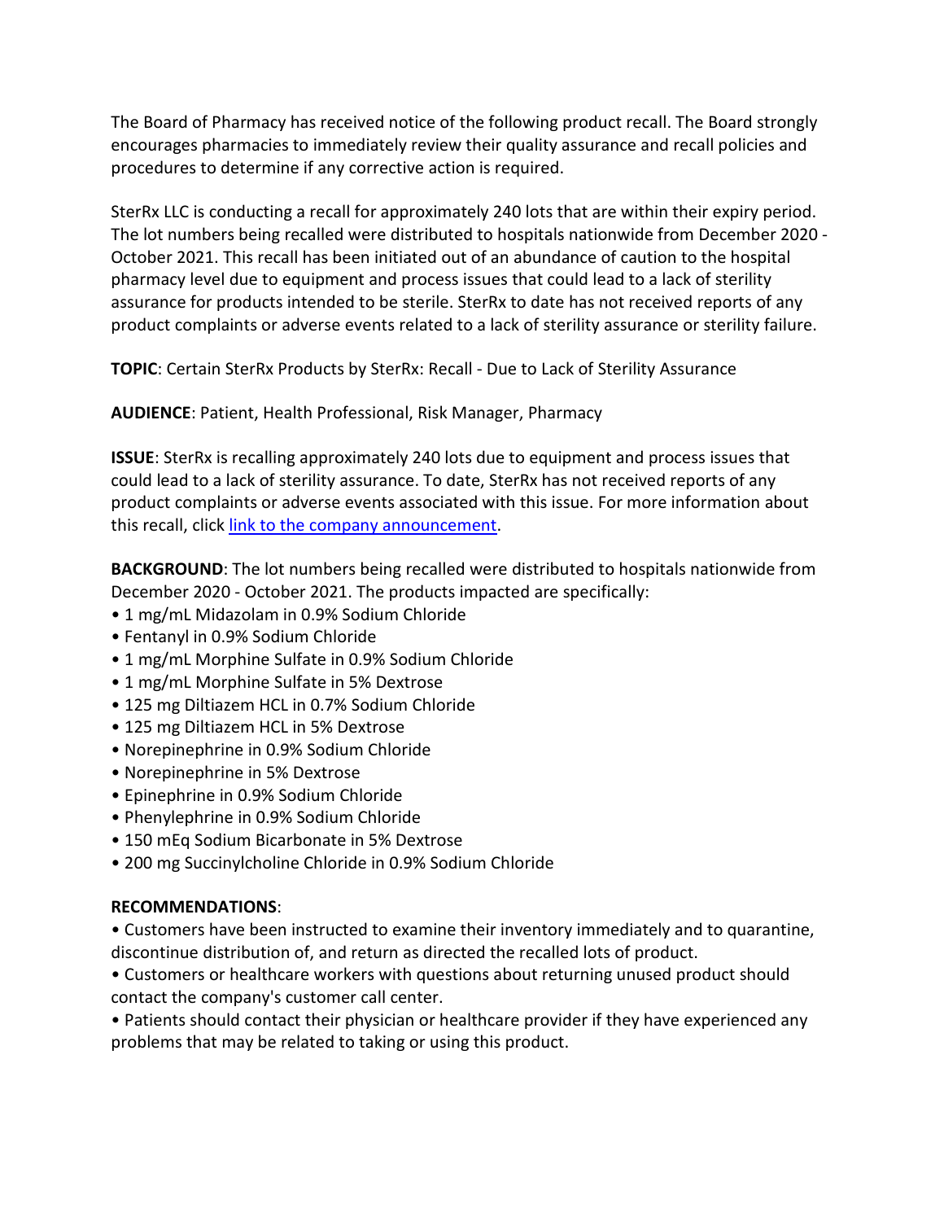The Board of Pharmacy has received notice of the following product recall. The Board strongly encourages pharmacies to immediately review their quality assurance and recall policies and procedures to determine if any corrective action is required.

SterRx LLC is conducting a recall for approximately 240 lots that are within their expiry period. The lot numbers being recalled were distributed to hospitals nationwide from December 2020 - October 2021. This recall has been initiated out of an abundance of caution to the hospital pharmacy level due to equipment and process issues that could lead to a lack of sterility assurance for products intended to be sterile. SterRx to date has not received reports of any product complaints or adverse events related to a lack of sterility assurance or sterility failure.

**TOPIC**: Certain SterRx Products by SterRx: Recall - Due to Lack of Sterility Assurance

**AUDIENCE**: Patient, Health Professional, Risk Manager, Pharmacy

**ISSUE**: SterRx is recalling approximately 240 lots due to equipment and process issues that could lead to a lack of sterility assurance. To date, SterRx has not received reports of any product complaints or adverse events associated with this issue. For more information about this recall, click link to the company announcement.

**BACKGROUND**: The lot numbers being recalled were distributed to hospitals nationwide from December 2020 - October 2021. The products impacted are specifically:

- 1 mg/mL Midazolam in 0.9% Sodium Chloride
- Fentanyl in 0.9% Sodium Chloride
- 1 mg/mL Morphine Sulfate in 0.9% Sodium Chloride
- 1 mg/mL Morphine Sulfate in 5% Dextrose
- 125 mg Diltiazem HCL in 0.7% Sodium Chloride
- 125 mg Diltiazem HCL in 5% Dextrose
- Norepinephrine in 0.9% Sodium Chloride
- Norepinephrine in 5% Dextrose
- Epinephrine in 0.9% Sodium Chloride
- Phenylephrine in 0.9% Sodium Chloride
- 150 mEq Sodium Bicarbonate in 5% Dextrose
- 200 mg Succinylcholine Chloride in 0.9% Sodium Chloride

**RECOMMENDATIONS**:

- Customers have been instructed to examine their inventory immediately and to quarantine, discontinue distribution of, and return as directed the recalled lots of product.
- Customers or healthcare workers with questions about returning unused product should contact the company's customer call center.
- Patients should contact their physician or healthcare provider if they have experienced any problems that may be related to taking or using this product.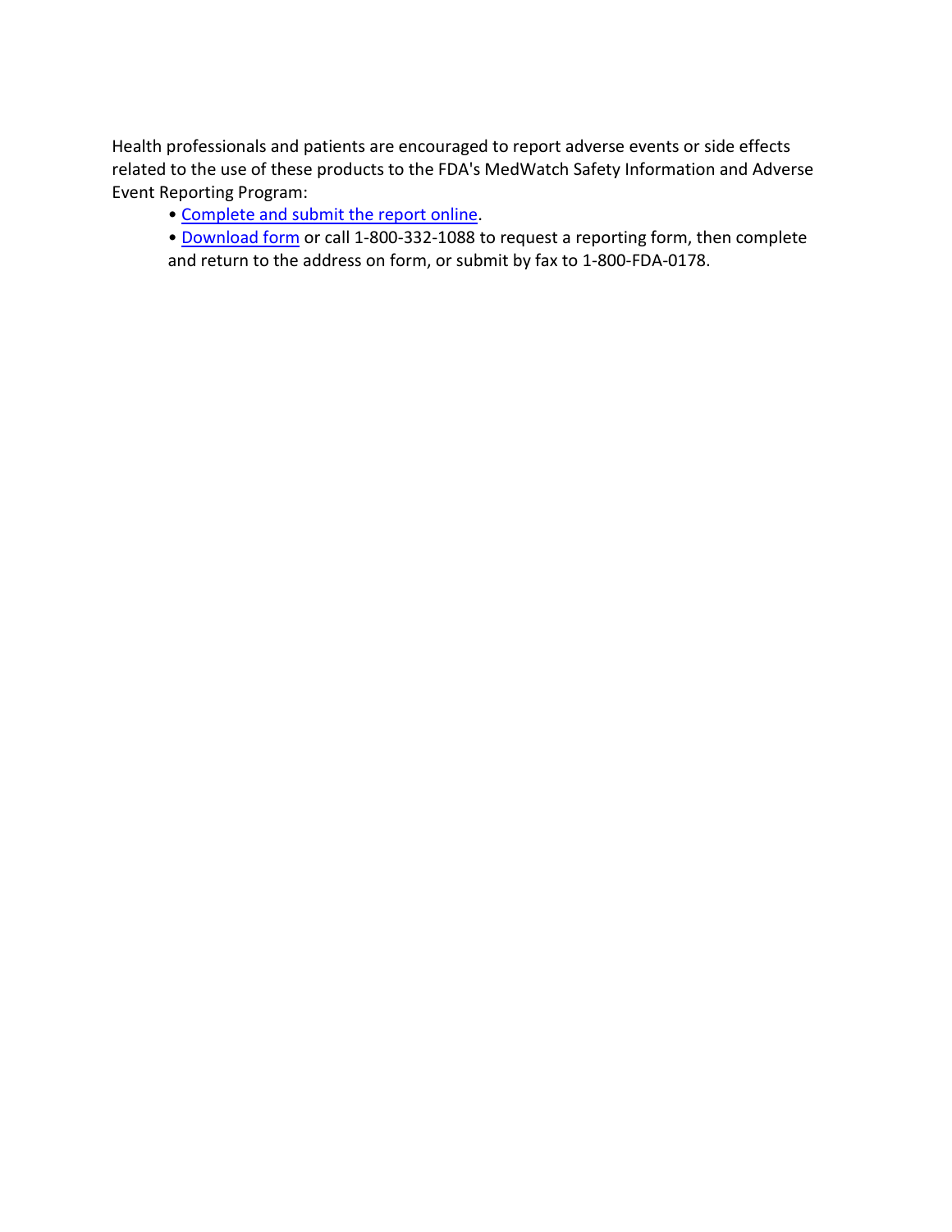Health professionals and patients are encouraged to report adverse events or side effects related to the use of these products to the FDA's MedWatch Safety Information and Adverse Event Reporting Program:

- Complete and submit the report online.
- Download form or call 1-800-332-1088 to request a reporting form, then complete and return to the address on form, or submit by fax to 1-800-FDA-0178.